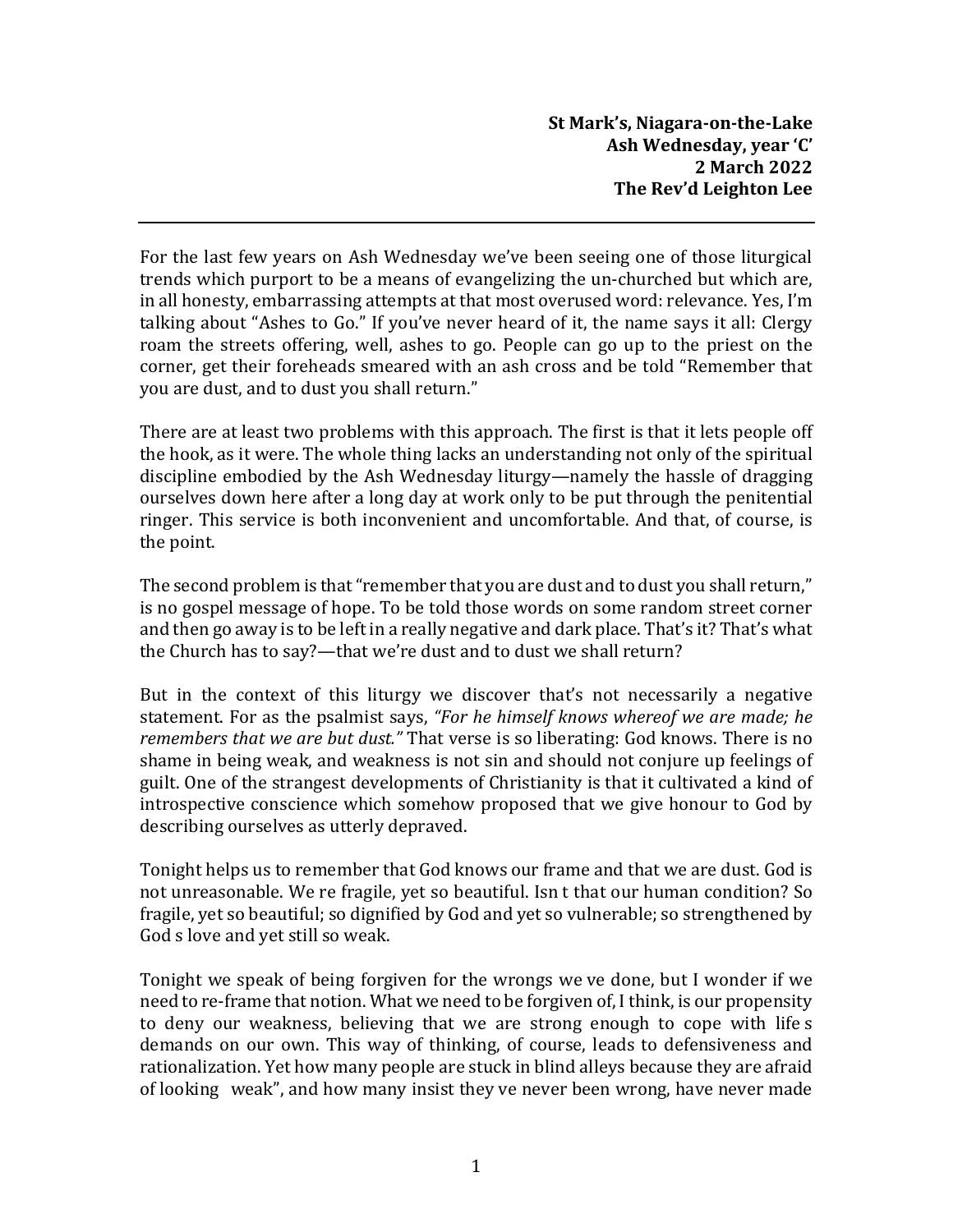**St Mark's, Niagara-on-the-Lake**
**Ash Wednesday, year 'C'**
**2 March 2022**
**The Rev'd Leighton Lee**

---

For the last few years on Ash Wednesday we've been seeing one of those liturgical trends which purport to be a means of evangelizing the un-churched but which are, in all honesty, embarrassing attempts at that most overused word: relevance. Yes, I'm talking about "Ashes to Go." If you've never heard of it, the name says it all: Clergy roam the streets offering, well, ashes to go. People can go up to the priest on the corner, get their foreheads smeared with an ash cross and be told "Remember that you are dust, and to dust you shall return."

There are at least two problems with this approach. The first is that it lets people off the hook, as it were. The whole thing lacks an understanding not only of the spiritual discipline embodied by the Ash Wednesday liturgy—namely the hassle of dragging ourselves down here after a long day at work only to be put through the penitential ringer. This service is both inconvenient and uncomfortable. And that, of course, is the point.

The second problem is that "remember that you are dust and to dust you shall return," is no gospel message of hope. To be told those words on some random street corner and then go away is to be left in a really negative and dark place. That's it? That's what the Church has to say?—that we're dust and to dust we shall return?

But in the context of this liturgy we discover that's not necessarily a negative statement. For as the psalmist says, *"For he himself knows whereof we are made; he remembers that we are but dust."* That verse is so liberating: God knows. There is no shame in being weak, and weakness is not sin and should not conjure up feelings of guilt. One of the strangest developments of Christianity is that it cultivated a kind of introspective conscience which somehow proposed that we give honour to God by describing ourselves as utterly depraved.

Tonight helps us to remember that God knows our frame and that we are dust. God is not unreasonable. We re fragile, yet so beautiful. Isn t that our human condition? So fragile, yet so beautiful; so dignified by God and yet so vulnerable; so strengthened by God s love and yet still so weak.

Tonight we speak of being forgiven for the wrongs we ve done, but I wonder if we need to re-frame that notion. What we need to be forgiven of, I think, is our propensity to deny our weakness, believing that we are strong enough to cope with life s demands on our own. This way of thinking, of course, leads to defensiveness and rationalization. Yet how many people are stuck in blind alleys because they are afraid of looking weak", and how many insist they ve never been wrong, have never made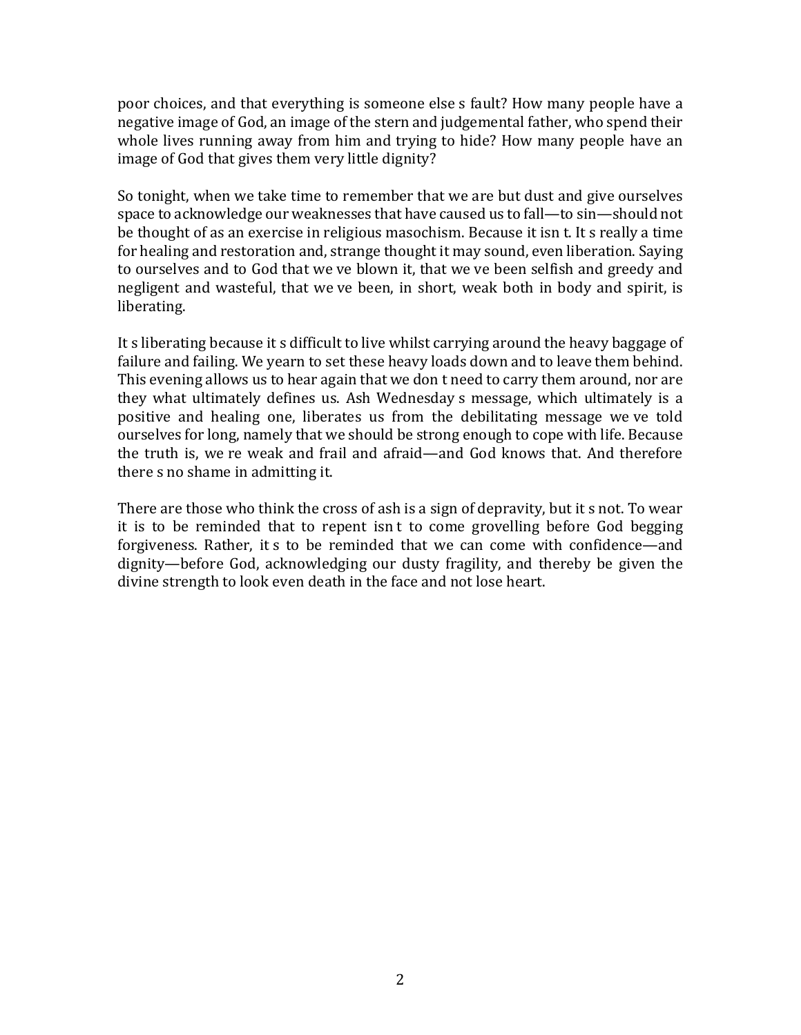poor choices, and that everything is someone else s fault? How many people have a negative image of God, an image of the stern and judgemental father, who spend their whole lives running away from him and trying to hide? How many people have an image of God that gives them very little dignity?

So tonight, when we take time to remember that we are but dust and give ourselves space to acknowledge our weaknesses that have caused us to fall—to sin—should not be thought of as an exercise in religious masochism. Because it isn t. It s really a time for healing and restoration and, strange thought it may sound, even liberation. Saying to ourselves and to God that we ve blown it, that we ve been selfish and greedy and negligent and wasteful, that we ve been, in short, weak both in body and spirit, is liberating.

It s liberating because it s difficult to live whilst carrying around the heavy baggage of failure and failing. We yearn to set these heavy loads down and to leave them behind. This evening allows us to hear again that we don t need to carry them around, nor are they what ultimately defines us. Ash Wednesday s message, which ultimately is a positive and healing one, liberates us from the debilitating message we ve told ourselves for long, namely that we should be strong enough to cope with life. Because the truth is, we re weak and frail and afraid—and God knows that. And therefore there s no shame in admitting it.

There are those who think the cross of ash is a sign of depravity, but it s not. To wear it is to be reminded that to repent isn t to come grovelling before God begging forgiveness. Rather, it s to be reminded that we can come with confidence—and dignity—before God, acknowledging our dusty fragility, and thereby be given the divine strength to look even death in the face and not lose heart.